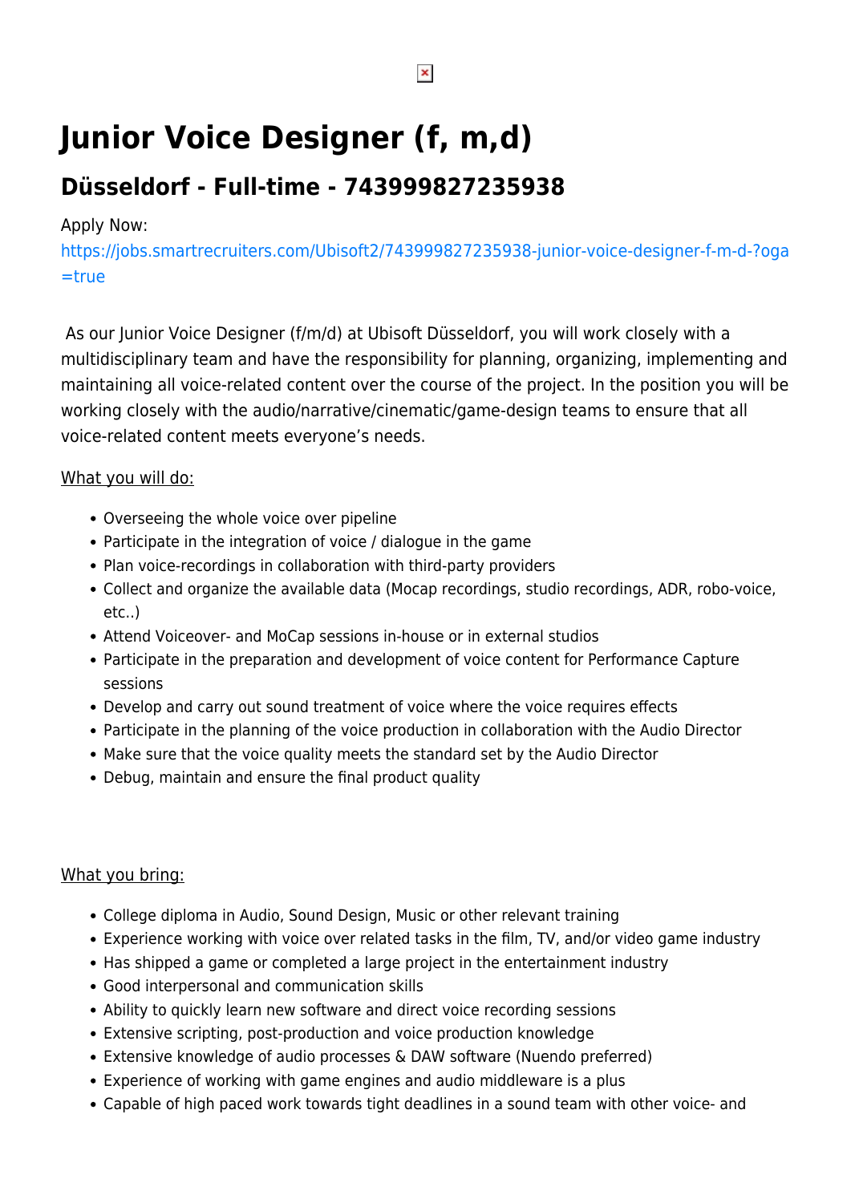# Junior Voice Designer (f, m,d)

## Düsseldorf - Full-time - 743999827235938

Apply Now:
https://jobs.smartrecruiters.com/Ubisoft2/743999827235938-junior-voice-designer-f-m-d-?oga=true

As our Junior Voice Designer (f/m/d) at Ubisoft Düsseldorf, you will work closely with a multidisciplinary team and have the responsibility for planning, organizing, implementing and maintaining all voice-related content over the course of the project. In the position you will be working closely with the audio/narrative/cinematic/game-design teams to ensure that all voice-related content meets everyone's needs.

What you will do:

- Overseeing the whole voice over pipeline
- Participate in the integration of voice / dialogue in the game
- Plan voice-recordings in collaboration with third-party providers
- Collect and organize the available data (Mocap recordings, studio recordings, ADR, robo-voice, etc..)
- Attend Voiceover- and MoCap sessions in-house or in external studios
- Participate in the preparation and development of voice content for Performance Capture sessions
- Develop and carry out sound treatment of voice where the voice requires effects
- Participate in the planning of the voice production in collaboration with the Audio Director
- Make sure that the voice quality meets the standard set by the Audio Director
- Debug, maintain and ensure the final product quality

What you bring:

- College diploma in Audio, Sound Design, Music or other relevant training
- Experience working with voice over related tasks in the film, TV, and/or video game industry
- Has shipped a game or completed a large project in the entertainment industry
- Good interpersonal and communication skills
- Ability to quickly learn new software and direct voice recording sessions
- Extensive scripting, post-production and voice production knowledge
- Extensive knowledge of audio processes & DAW software (Nuendo preferred)
- Experience of working with game engines and audio middleware is a plus
- Capable of high paced work towards tight deadlines in a sound team with other voice- and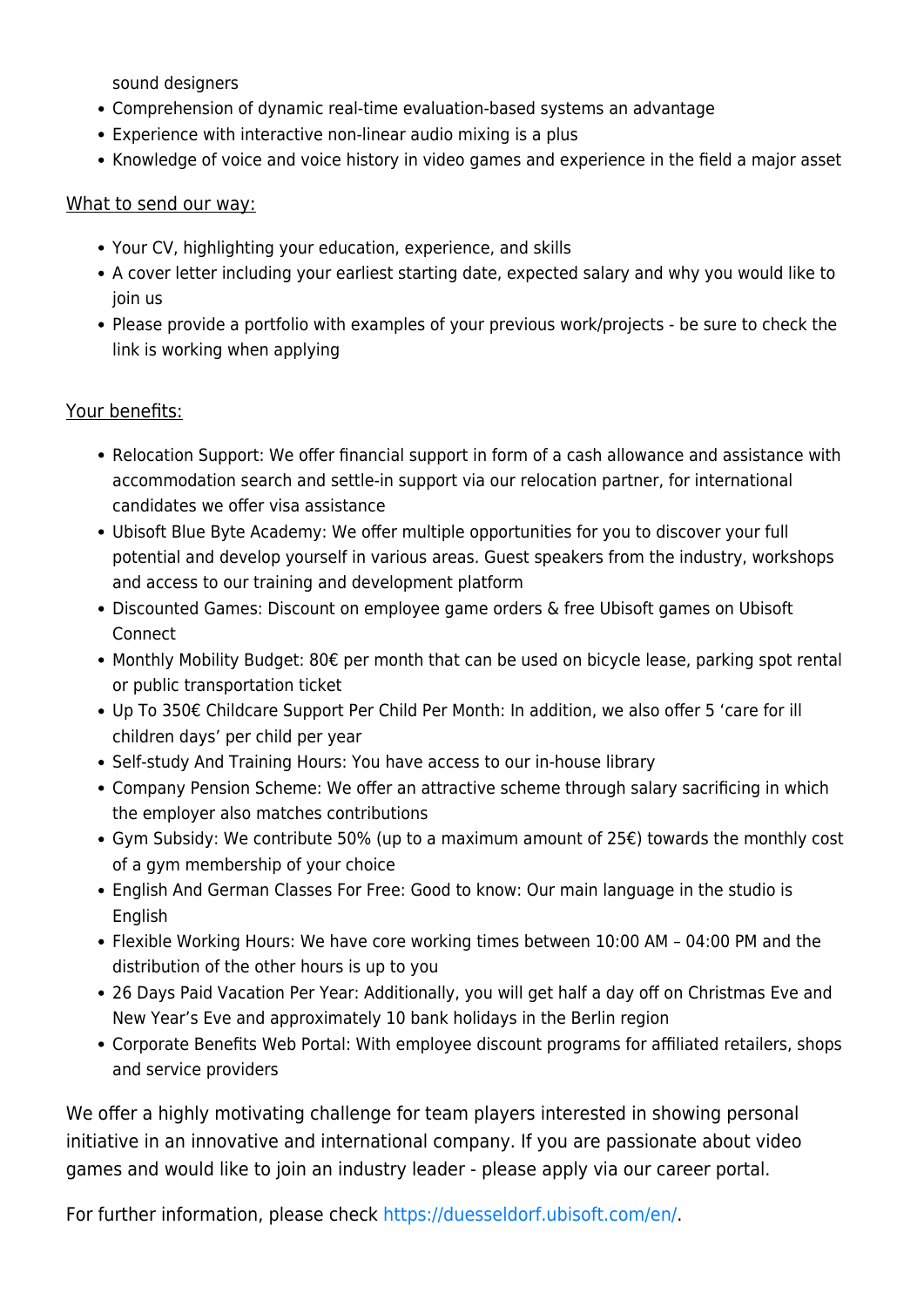sound designers

- Comprehension of dynamic real-time evaluation-based systems an advantage
- Experience with interactive non-linear audio mixing is a plus
- Knowledge of voice and voice history in video games and experience in the field a major asset

What to send our way:

- Your CV, highlighting your education, experience, and skills
- A cover letter including your earliest starting date, expected salary and why you would like to join us
- Please provide a portfolio with examples of your previous work/projects - be sure to check the link is working when applying

Your benefits:

- Relocation Support: We offer financial support in form of a cash allowance and assistance with accommodation search and settle-in support via our relocation partner, for international candidates we offer visa assistance
- Ubisoft Blue Byte Academy: We offer multiple opportunities for you to discover your full potential and develop yourself in various areas. Guest speakers from the industry, workshops and access to our training and development platform
- Discounted Games: Discount on employee game orders & free Ubisoft games on Ubisoft Connect
- Monthly Mobility Budget: 80€ per month that can be used on bicycle lease, parking spot rental or public transportation ticket
- Up To 350€ Childcare Support Per Child Per Month: In addition, we also offer 5 'care for ill children days' per child per year
- Self-study And Training Hours: You have access to our in-house library
- Company Pension Scheme: We offer an attractive scheme through salary sacrificing in which the employer also matches contributions
- Gym Subsidy: We contribute 50% (up to a maximum amount of 25€) towards the monthly cost of a gym membership of your choice
- English And German Classes For Free: Good to know: Our main language in the studio is English
- Flexible Working Hours: We have core working times between 10:00 AM – 04:00 PM and the distribution of the other hours is up to you
- 26 Days Paid Vacation Per Year: Additionally, you will get half a day off on Christmas Eve and New Year's Eve and approximately 10 bank holidays in the Berlin region
- Corporate Benefits Web Portal: With employee discount programs for affiliated retailers, shops and service providers

We offer a highly motivating challenge for team players interested in showing personal initiative in an innovative and international company. If you are passionate about video games and would like to join an industry leader - please apply via our career portal.

For further information, please check https://duesseldorf.ubisoft.com/en/.